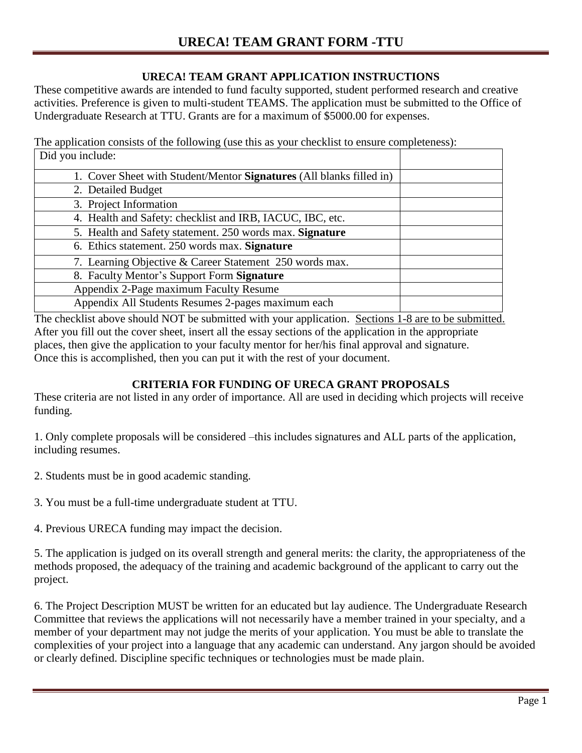# URECA! TEAM GRANT FORM -TTU

## URECA! TEAM GRANT APPLICATION INSTRUCTIONS

These competitive awards are intended to fund faculty supported, student performed research and creative activities. Preference is given to multi-student TEAMS. The application must be submitted to the Office of Undergraduate Research at TTU. Grants are for a maximum of $5000.00 for expenses.

The application consists of the following (use this as your checklist to ensure completeness):

| Did you include: | |
|---|---|
| 1. Cover Sheet with Student/Mentor **Signatures** (All blanks filled in) | |
| 2. Detailed Budget | |
| 3. Project Information | |
| 4. Health and Safety: checklist and IRB, IACUC, IBC, etc. | |
| 5. Health and Safety statement. 250 words max. **Signature** | |
| 6. Ethics statement. 250 words max. **Signature** | |
| 7. Learning Objective & Career Statement 250 words max. | |
| 8. Faculty Mentor's Support Form **Signature** | |
| Appendix 2-Page maximum Faculty Resume | |
| Appendix All Students Resumes 2-pages maximum each | |

The checklist above should NOT be submitted with your application. Sections 1-8 are to be submitted. After you fill out the cover sheet, insert all the essay sections of the application in the appropriate places, then give the application to your faculty mentor for her/his final approval and signature. Once this is accomplished, then you can put it with the rest of your document.

## CRITERIA FOR FUNDING OF URECA GRANT PROPOSALS

These criteria are not listed in any order of importance. All are used in deciding which projects will receive funding.

1. Only complete proposals will be considered –this includes signatures and ALL parts of the application, including resumes.

2. Students must be in good academic standing.

3. You must be a full-time undergraduate student at TTU.

4. Previous URECA funding may impact the decision.

5. The application is judged on its overall strength and general merits: the clarity, the appropriateness of the methods proposed, the adequacy of the training and academic background of the applicant to carry out the project.

6. The Project Description MUST be written for an educated but lay audience. The Undergraduate Research Committee that reviews the applications will not necessarily have a member trained in your specialty, and a member of your department may not judge the merits of your application. You must be able to translate the complexities of your project into a language that any academic can understand. Any jargon should be avoided or clearly defined. Discipline specific techniques or technologies must be made plain.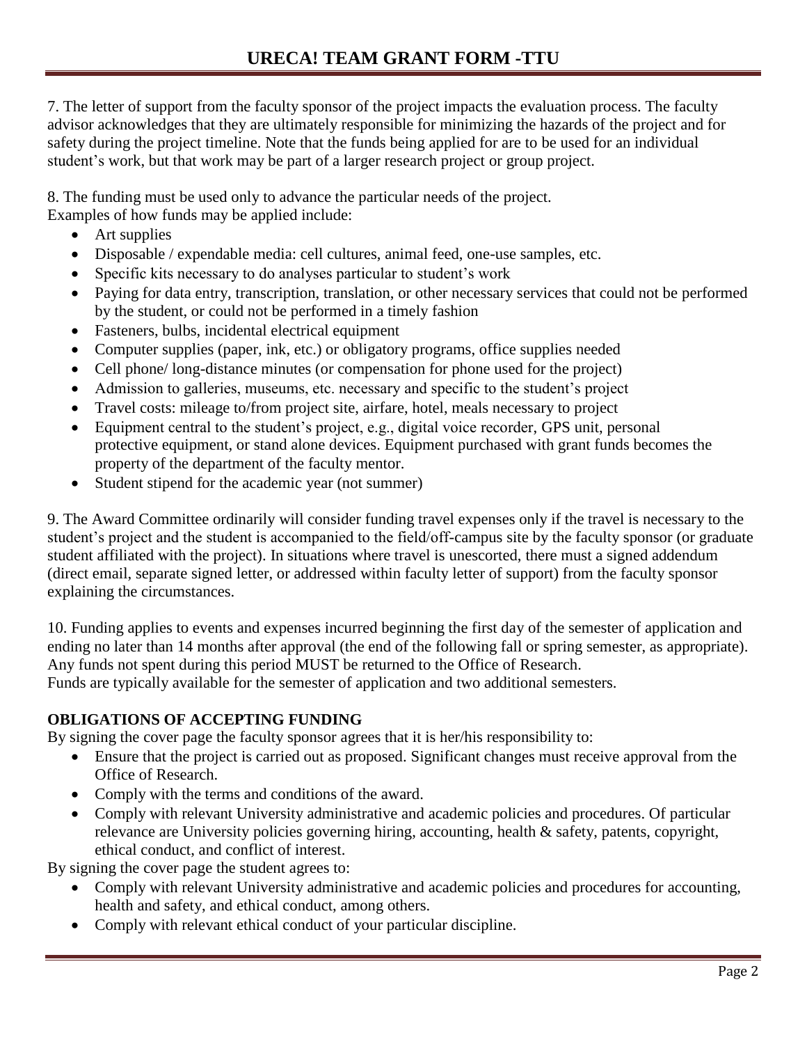7. The letter of support from the faculty sponsor of the project impacts the evaluation process. The faculty advisor acknowledges that they are ultimately responsible for minimizing the hazards of the project and for safety during the project timeline. Note that the funds being applied for are to be used for an individual student's work, but that work may be part of a larger research project or group project.

8. The funding must be used only to advance the particular needs of the project.
Examples of how funds may be applied include:

- Art supplies
- Disposable / expendable media: cell cultures, animal feed, one-use samples, etc.
- Specific kits necessary to do analyses particular to student's work
- Paying for data entry, transcription, translation, or other necessary services that could not be performed by the student, or could not be performed in a timely fashion
- Fasteners, bulbs, incidental electrical equipment
- Computer supplies (paper, ink, etc.) or obligatory programs, office supplies needed
- Cell phone/ long-distance minutes (or compensation for phone used for the project)
- Admission to galleries, museums, etc. necessary and specific to the student's project
- Travel costs: mileage to/from project site, airfare, hotel, meals necessary to project
- Equipment central to the student's project, e.g., digital voice recorder, GPS unit, personal protective equipment, or stand alone devices. Equipment purchased with grant funds becomes the property of the department of the faculty mentor.
- Student stipend for the academic year (not summer)

9. The Award Committee ordinarily will consider funding travel expenses only if the travel is necessary to the student's project and the student is accompanied to the field/off-campus site by the faculty sponsor (or graduate student affiliated with the project). In situations where travel is unescorted, there must a signed addendum (direct email, separate signed letter, or addressed within faculty letter of support) from the faculty sponsor explaining the circumstances.

10. Funding applies to events and expenses incurred beginning the first day of the semester of application and ending no later than 14 months after approval (the end of the following fall or spring semester, as appropriate). Any funds not spent during this period MUST be returned to the Office of Research.
Funds are typically available for the semester of application and two additional semesters.

**OBLIGATIONS OF ACCEPTING FUNDING**

By signing the cover page the faculty sponsor agrees that it is her/his responsibility to:

- Ensure that the project is carried out as proposed. Significant changes must receive approval from the Office of Research.
- Comply with the terms and conditions of the award.
- Comply with relevant University administrative and academic policies and procedures. Of particular relevance are University policies governing hiring, accounting, health & safety, patents, copyright, ethical conduct, and conflict of interest.

By signing the cover page the student agrees to:

- Comply with relevant University administrative and academic policies and procedures for accounting, health and safety, and ethical conduct, among others.
- Comply with relevant ethical conduct of your particular discipline.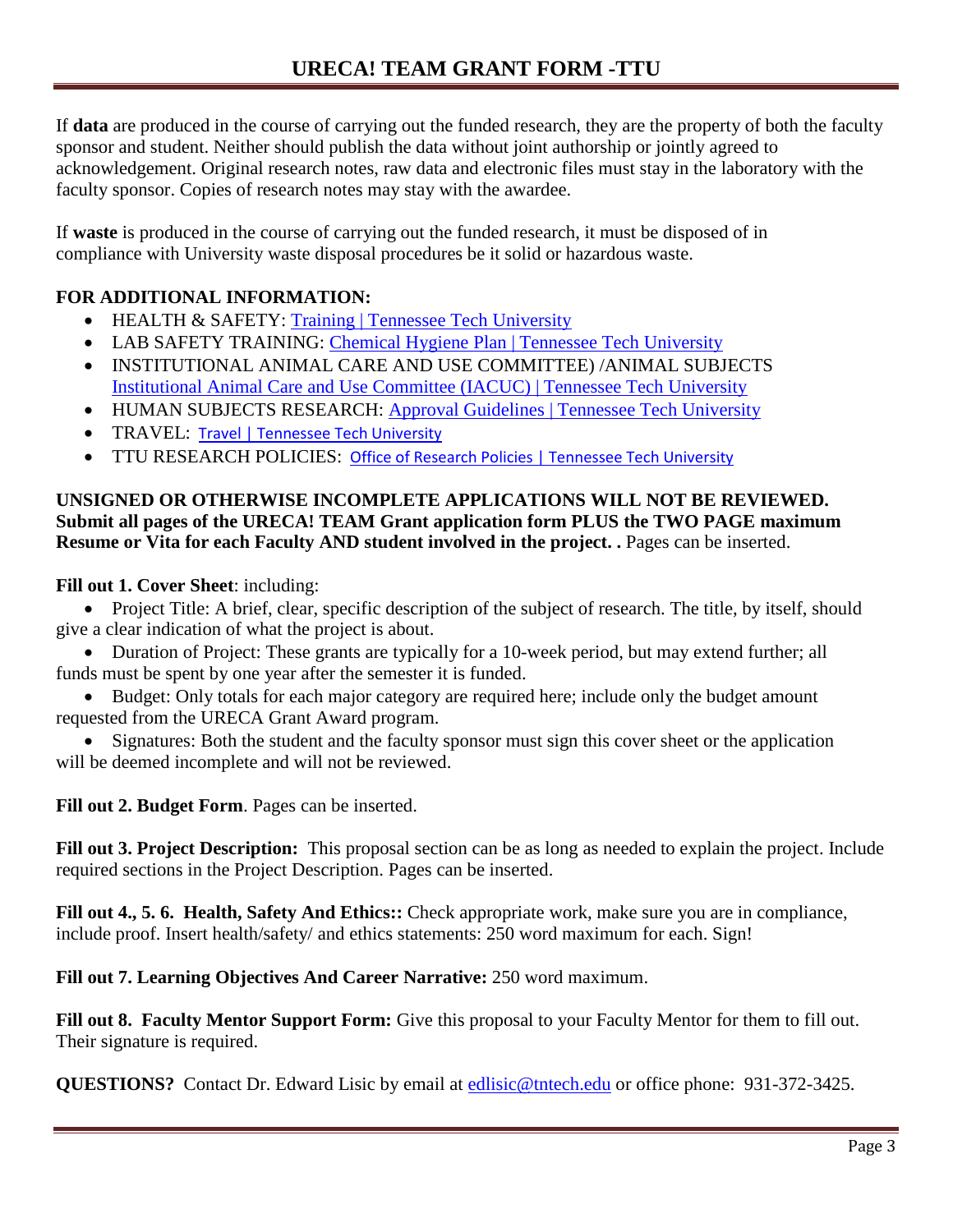# URECA! TEAM GRANT FORM -TTU

If **data** are produced in the course of carrying out the funded research, they are the property of both the faculty sponsor and student. Neither should publish the data without joint authorship or jointly agreed to acknowledgement. Original research notes, raw data and electronic files must stay in the laboratory with the faculty sponsor. Copies of research notes may stay with the awardee.

If **waste** is produced in the course of carrying out the funded research, it must be disposed of in compliance with University waste disposal procedures be it solid or hazardous waste.

**FOR ADDITIONAL INFORMATION:**

- HEALTH & SAFETY: Training | Tennessee Tech University
- LAB SAFETY TRAINING: Chemical Hygiene Plan | Tennessee Tech University
- INSTITUTIONAL ANIMAL CARE AND USE COMMITTEE) /ANIMAL SUBJECTS Institutional Animal Care and Use Committee (IACUC) | Tennessee Tech University
- HUMAN SUBJECTS RESEARCH: Approval Guidelines | Tennessee Tech University
- TRAVEL: Travel | Tennessee Tech University
- TTU RESEARCH POLICIES: Office of Research Policies | Tennessee Tech University

**UNSIGNED OR OTHERWISE INCOMPLETE APPLICATIONS WILL NOT BE REVIEWED. Submit all pages of the URECA! TEAM Grant application form PLUS the TWO PAGE maximum Resume or Vita for each Faculty AND student involved in the project. .** Pages can be inserted.

**Fill out 1. Cover Sheet**: including:

- Project Title: A brief, clear, specific description of the subject of research. The title, by itself, should give a clear indication of what the project is about.
- Duration of Project: These grants are typically for a 10-week period, but may extend further; all funds must be spent by one year after the semester it is funded.
- Budget: Only totals for each major category are required here; include only the budget amount requested from the URECA Grant Award program.
- Signatures: Both the student and the faculty sponsor must sign this cover sheet or the application will be deemed incomplete and will not be reviewed.

**Fill out 2. Budget Form**. Pages can be inserted.

**Fill out 3. Project Description:** This proposal section can be as long as needed to explain the project. Include required sections in the Project Description. Pages can be inserted.

**Fill out 4., 5. 6. Health, Safety And Ethics::** Check appropriate work, make sure you are in compliance, include proof. Insert health/safety/ and ethics statements: 250 word maximum for each. Sign!

**Fill out 7. Learning Objectives And Career Narrative:** 250 word maximum.

**Fill out 8. Faculty Mentor Support Form:** Give this proposal to your Faculty Mentor for them to fill out. Their signature is required.

**QUESTIONS?** Contact Dr. Edward Lisic by email at edlisic@tntech.edu or office phone: 931-372-3425.